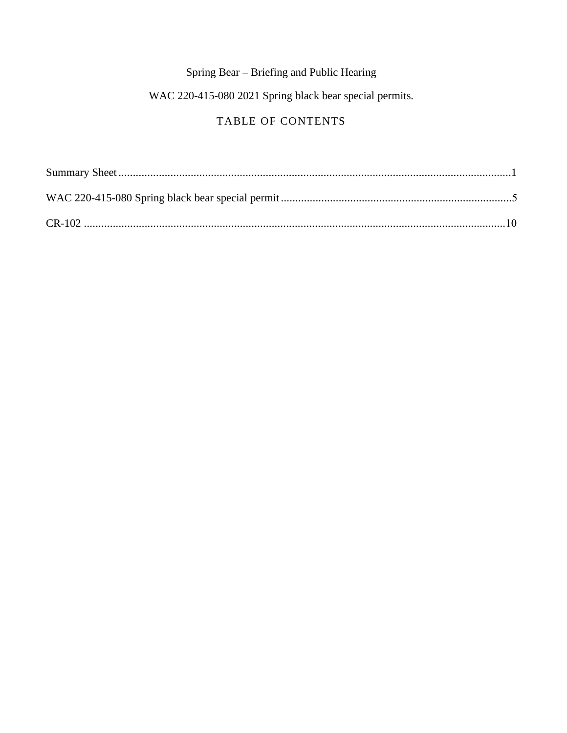# Spring Bear – Briefing and Public Hearing

## WAC 220-415-080 2021 Spring black bear special permits.

## TABLE OF CONTENTS

Summary Sheet ........................................................................................................................................1

WAC 220-415-080 Spring black bear special permit ...............................................................................5

CR-102 ...................................................................................................................................................10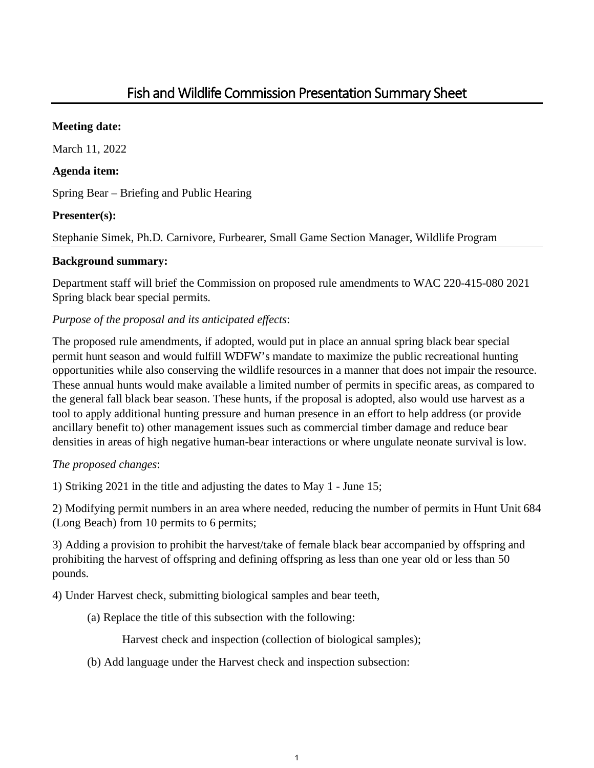# Fish and Wildlife Commission Presentation Summary Sheet

**Meeting date:**

March 11, 2022

**Agenda item:**

Spring Bear – Briefing and Public Hearing

**Presenter(s):**

Stephanie Simek, Ph.D. Carnivore, Furbearer, Small Game Section Manager, Wildlife Program

**Background summary:**

Department staff will brief the Commission on proposed rule amendments to WAC 220-415-080 2021 Spring black bear special permits.

*Purpose of the proposal and its anticipated effects*:

The proposed rule amendments, if adopted, would put in place an annual spring black bear special permit hunt season and would fulfill WDFW's mandate to maximize the public recreational hunting opportunities while also conserving the wildlife resources in a manner that does not impair the resource. These annual hunts would make available a limited number of permits in specific areas, as compared to the general fall black bear season. These hunts, if the proposal is adopted, also would use harvest as a tool to apply additional hunting pressure and human presence in an effort to help address (or provide ancillary benefit to) other management issues such as commercial timber damage and reduce bear densities in areas of high negative human-bear interactions or where ungulate neonate survival is low.

*The proposed changes*:

1) Striking 2021 in the title and adjusting the dates to May 1 - June 15;

2) Modifying permit numbers in an area where needed, reducing the number of permits in Hunt Unit 684 (Long Beach) from 10 permits to 6 permits;

3) Adding a provision to prohibit the harvest/take of female black bear accompanied by offspring and prohibiting the harvest of offspring and defining offspring as less than one year old or less than 50 pounds.

4) Under Harvest check, submitting biological samples and bear teeth,

(a) Replace the title of this subsection with the following:

Harvest check and inspection (collection of biological samples);

(b) Add language under the Harvest check and inspection subsection: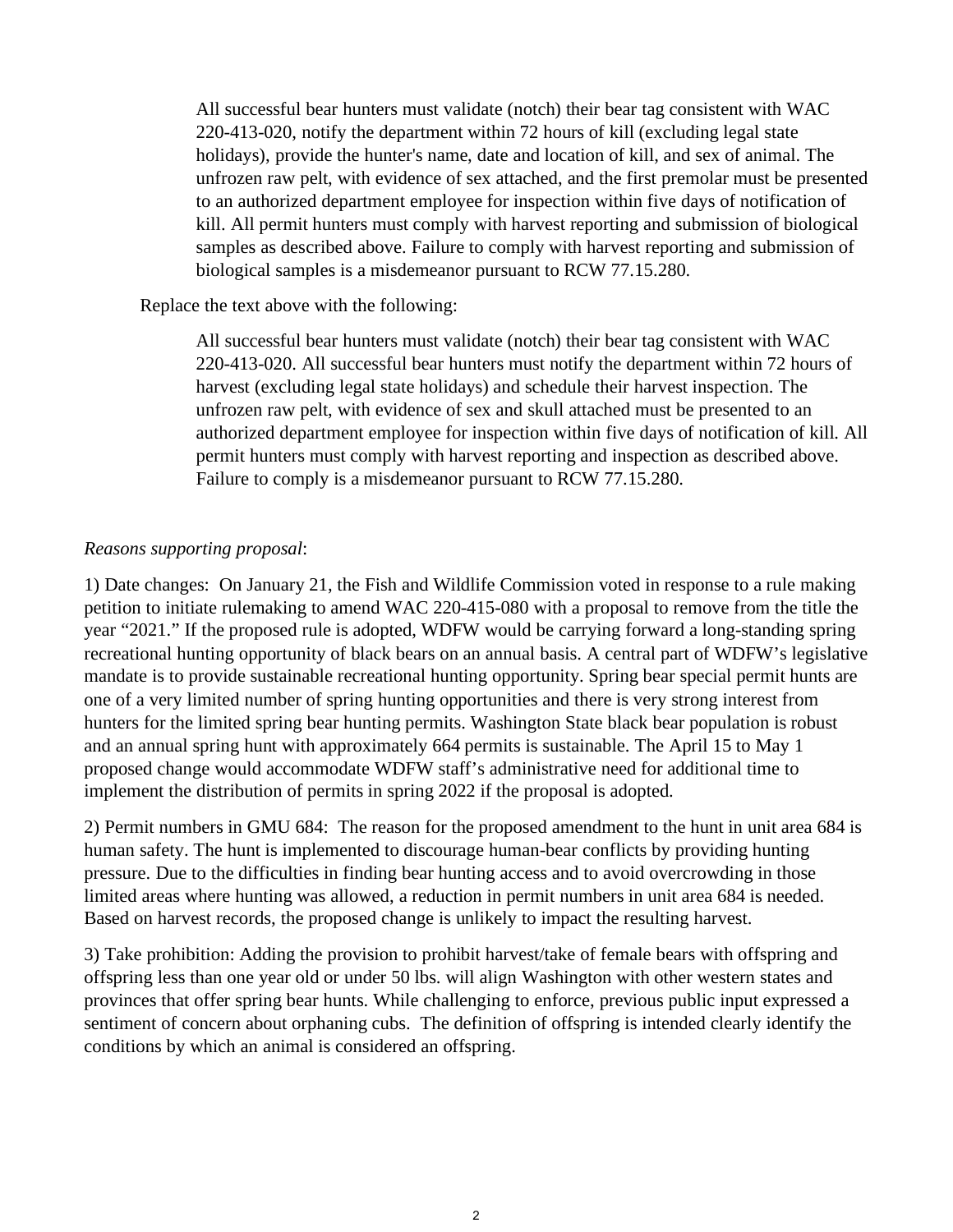> All successful bear hunters must validate (notch) their bear tag consistent with WAC 220-413-020, notify the department within 72 hours of kill (excluding legal state holidays), provide the hunter's name, date and location of kill, and sex of animal. The unfrozen raw pelt, with evidence of sex attached, and the first premolar must be presented to an authorized department employee for inspection within five days of notification of kill. All permit hunters must comply with harvest reporting and submission of biological samples as described above. Failure to comply with harvest reporting and submission of biological samples is a misdemeanor pursuant to RCW 77.15.280.

Replace the text above with the following:

> All successful bear hunters must validate (notch) their bear tag consistent with WAC 220-413-020. All successful bear hunters must notify the department within 72 hours of harvest (excluding legal state holidays) and schedule their harvest inspection. The unfrozen raw pelt, with evidence of sex and skull attached must be presented to an authorized department employee for inspection within five days of notification of kill. All permit hunters must comply with harvest reporting and inspection as described above. Failure to comply is a misdemeanor pursuant to RCW 77.15.280.

*Reasons supporting proposal*:

1) Date changes: On January 21, the Fish and Wildlife Commission voted in response to a rule making petition to initiate rulemaking to amend WAC 220-415-080 with a proposal to remove from the title the year "2021." If the proposed rule is adopted, WDFW would be carrying forward a long-standing spring recreational hunting opportunity of black bears on an annual basis. A central part of WDFW's legislative mandate is to provide sustainable recreational hunting opportunity. Spring bear special permit hunts are one of a very limited number of spring hunting opportunities and there is very strong interest from hunters for the limited spring bear hunting permits. Washington State black bear population is robust and an annual spring hunt with approximately 664 permits is sustainable. The April 15 to May 1 proposed change would accommodate WDFW staff's administrative need for additional time to implement the distribution of permits in spring 2022 if the proposal is adopted.

2) Permit numbers in GMU 684: The reason for the proposed amendment to the hunt in unit area 684 is human safety. The hunt is implemented to discourage human-bear conflicts by providing hunting pressure. Due to the difficulties in finding bear hunting access and to avoid overcrowding in those limited areas where hunting was allowed, a reduction in permit numbers in unit area 684 is needed. Based on harvest records, the proposed change is unlikely to impact the resulting harvest.

3) Take prohibition: Adding the provision to prohibit harvest/take of female bears with offspring and offspring less than one year old or under 50 lbs. will align Washington with other western states and provinces that offer spring bear hunts. While challenging to enforce, previous public input expressed a sentiment of concern about orphaning cubs. The definition of offspring is intended clearly identify the conditions by which an animal is considered an offspring.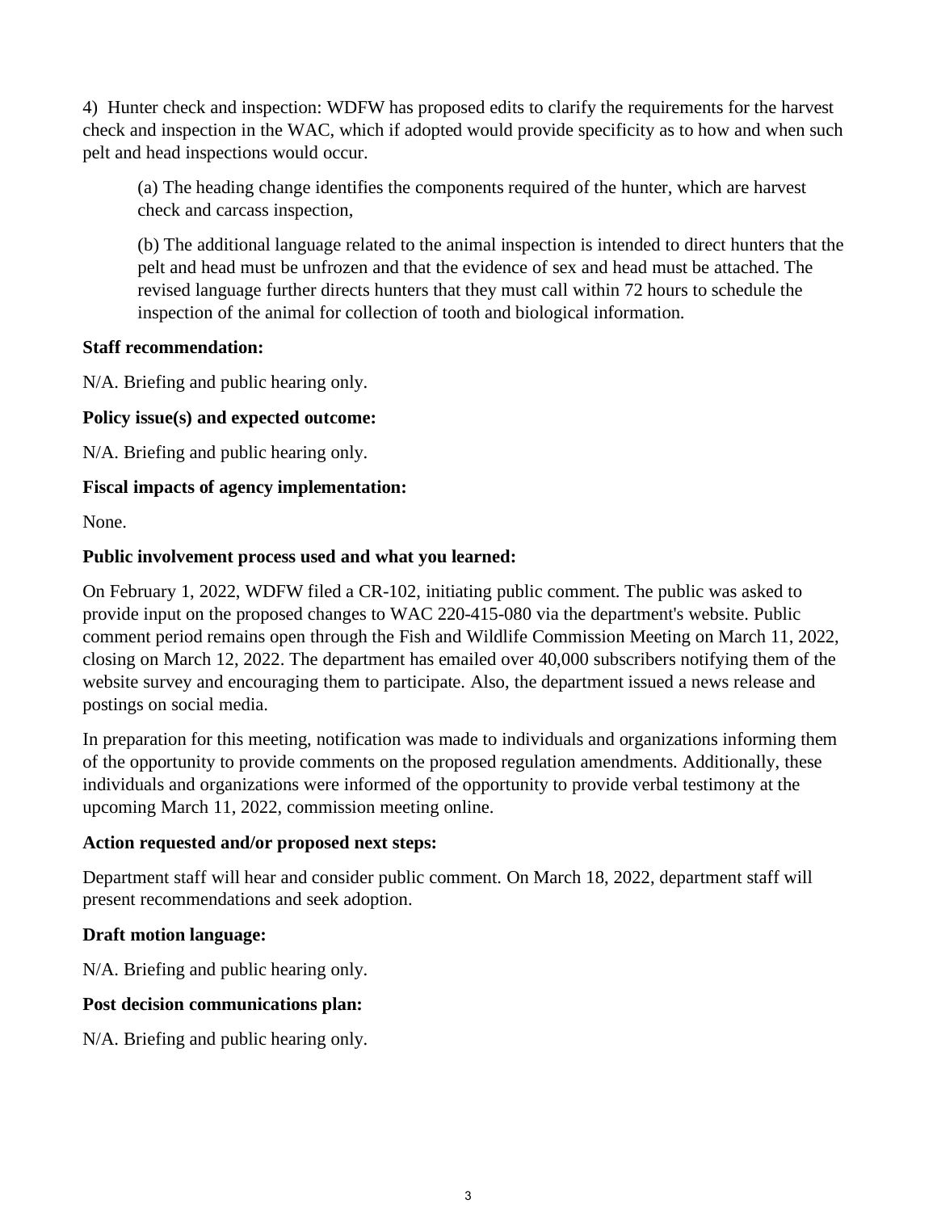4) Hunter check and inspection: WDFW has proposed edits to clarify the requirements for the harvest check and inspection in the WAC, which if adopted would provide specificity as to how and when such pelt and head inspections would occur.

(a) The heading change identifies the components required of the hunter, which are harvest check and carcass inspection,

(b) The additional language related to the animal inspection is intended to direct hunters that the pelt and head must be unfrozen and that the evidence of sex and head must be attached. The revised language further directs hunters that they must call within 72 hours to schedule the inspection of the animal for collection of tooth and biological information.

**Staff recommendation:**

N/A. Briefing and public hearing only.

**Policy issue(s) and expected outcome:**

N/A. Briefing and public hearing only.

**Fiscal impacts of agency implementation:**

None.

**Public involvement process used and what you learned:**

On February 1, 2022, WDFW filed a CR-102, initiating public comment. The public was asked to provide input on the proposed changes to WAC 220-415-080 via the department's website. Public comment period remains open through the Fish and Wildlife Commission Meeting on March 11, 2022, closing on March 12, 2022. The department has emailed over 40,000 subscribers notifying them of the website survey and encouraging them to participate. Also, the department issued a news release and postings on social media.

In preparation for this meeting, notification was made to individuals and organizations informing them of the opportunity to provide comments on the proposed regulation amendments. Additionally, these individuals and organizations were informed of the opportunity to provide verbal testimony at the upcoming March 11, 2022, commission meeting online.

**Action requested and/or proposed next steps:**

Department staff will hear and consider public comment. On March 18, 2022, department staff will present recommendations and seek adoption.

**Draft motion language:**

N/A. Briefing and public hearing only.

**Post decision communications plan:**

N/A. Briefing and public hearing only.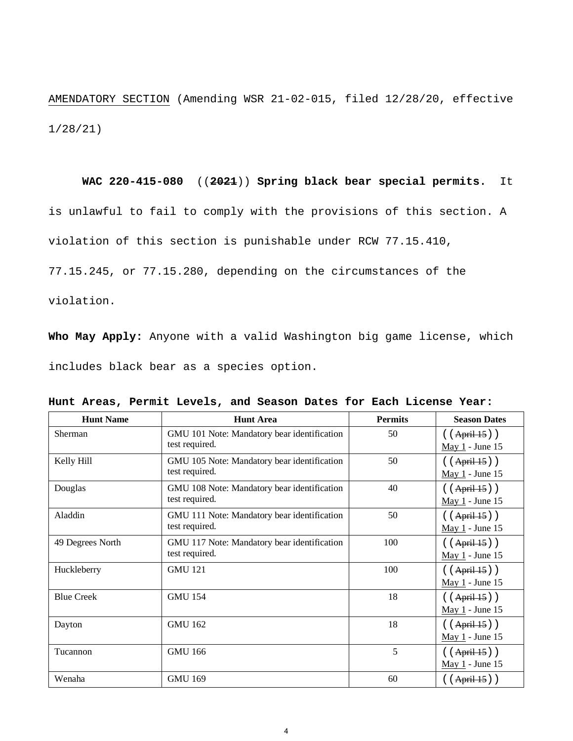AMENDATORY SECTION (Amending WSR 21-02-015, filed 12/28/20, effective 1/28/21)

**WAC 220-415-080 ((~~2021~~)) Spring black bear special permits.** It is unlawful to fail to comply with the provisions of this section. A violation of this section is punishable under RCW 77.15.410, 77.15.245, or 77.15.280, depending on the circumstances of the violation.

**Who May Apply:** Anyone with a valid Washington big game license, which includes black bear as a species option.

**Hunt Areas, Permit Levels, and Season Dates for Each License Year:**

| Hunt Name | Hunt Area | Permits | Season Dates |
|---|---|---|---|
| Sherman | GMU 101 Note: Mandatory bear identification test required. | 50 | ((~~April 15~~)) <u>May 1</u> - June 15 |
| Kelly Hill | GMU 105 Note: Mandatory bear identification test required. | 50 | ((~~April 15~~)) <u>May 1</u> - June 15 |
| Douglas | GMU 108 Note: Mandatory bear identification test required. | 40 | ((~~April 15~~)) <u>May 1</u> - June 15 |
| Aladdin | GMU 111 Note: Mandatory bear identification test required. | 50 | ((~~April 15~~)) <u>May 1</u> - June 15 |
| 49 Degrees North | GMU 117 Note: Mandatory bear identification test required. | 100 | ((~~April 15~~)) <u>May 1</u> - June 15 |
| Huckleberry | GMU 121 | 100 | ((~~April 15~~)) <u>May 1</u> - June 15 |
| Blue Creek | GMU 154 | 18 | ((~~April 15~~)) <u>May 1</u> - June 15 |
| Dayton | GMU 162 | 18 | ((~~April 15~~)) <u>May 1</u> - June 15 |
| Tucannon | GMU 166 | 5 | ((~~April 15~~)) <u>May 1</u> - June 15 |
| Wenaha | GMU 169 | 60 | ((~~April 15~~)) |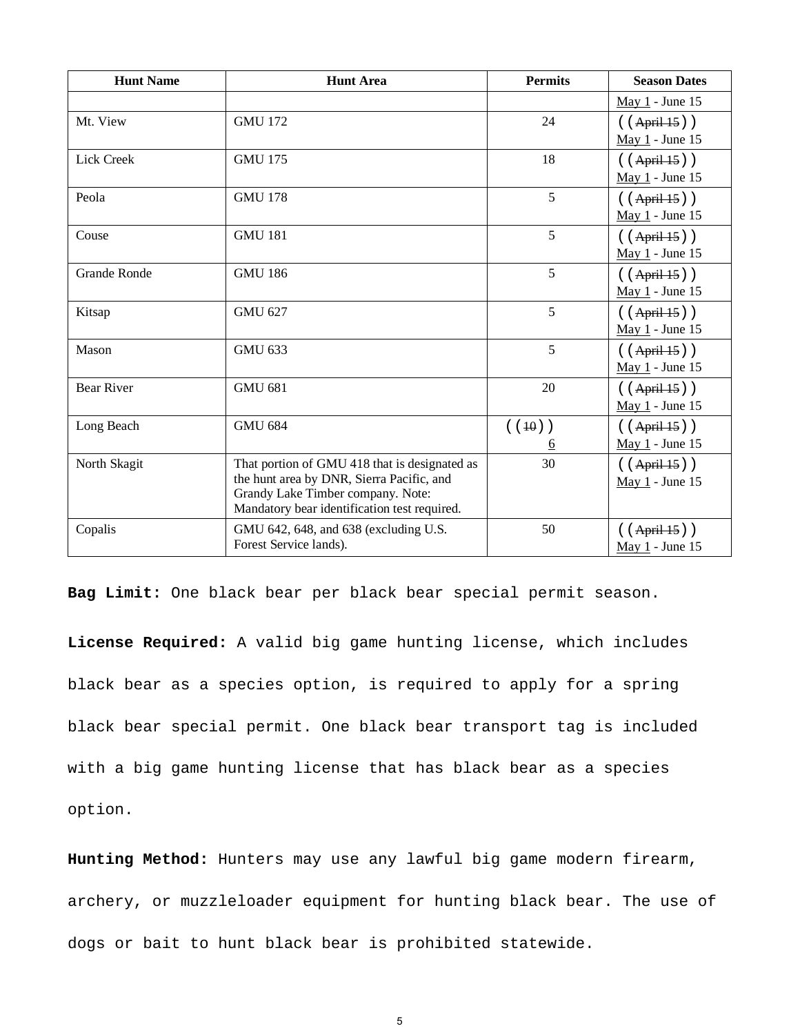| Hunt Name | Hunt Area | Permits | Season Dates |
|---|---|---|---|
| | | | May 1 - June 15 |
| Mt. View | GMU 172 | 24 | ((~~April 15~~)) May 1 - June 15 |
| Lick Creek | GMU 175 | 18 | ((~~April 15~~)) May 1 - June 15 |
| Peola | GMU 178 | 5 | ((~~April 15~~)) May 1 - June 15 |
| Couse | GMU 181 | 5 | ((~~April 15~~)) May 1 - June 15 |
| Grande Ronde | GMU 186 | 5 | ((~~April 15~~)) May 1 - June 15 |
| Kitsap | GMU 627 | 5 | ((~~April 15~~)) May 1 - June 15 |
| Mason | GMU 633 | 5 | ((~~April 15~~)) May 1 - June 15 |
| Bear River | GMU 681 | 20 | ((~~April 15~~)) May 1 - June 15 |
| Long Beach | GMU 684 | ((~~10~~)) 6 | ((~~April 15~~)) May 1 - June 15 |
| North Skagit | That portion of GMU 418 that is designated as the hunt area by DNR, Sierra Pacific, and Grandy Lake Timber company. Note: Mandatory bear identification test required. | 30 | ((~~April 15~~)) May 1 - June 15 |
| Copalis | GMU 642, 648, and 638 (excluding U.S. Forest Service lands). | 50 | ((~~April 15~~)) May 1 - June 15 |

**Bag Limit:** One black bear per black bear special permit season.

**License Required:** A valid big game hunting license, which includes black bear as a species option, is required to apply for a spring black bear special permit. One black bear transport tag is included with a big game hunting license that has black bear as a species option.

**Hunting Method:** Hunters may use any lawful big game modern firearm, archery, or muzzleloader equipment for hunting black bear. The use of dogs or bait to hunt black bear is prohibited statewide.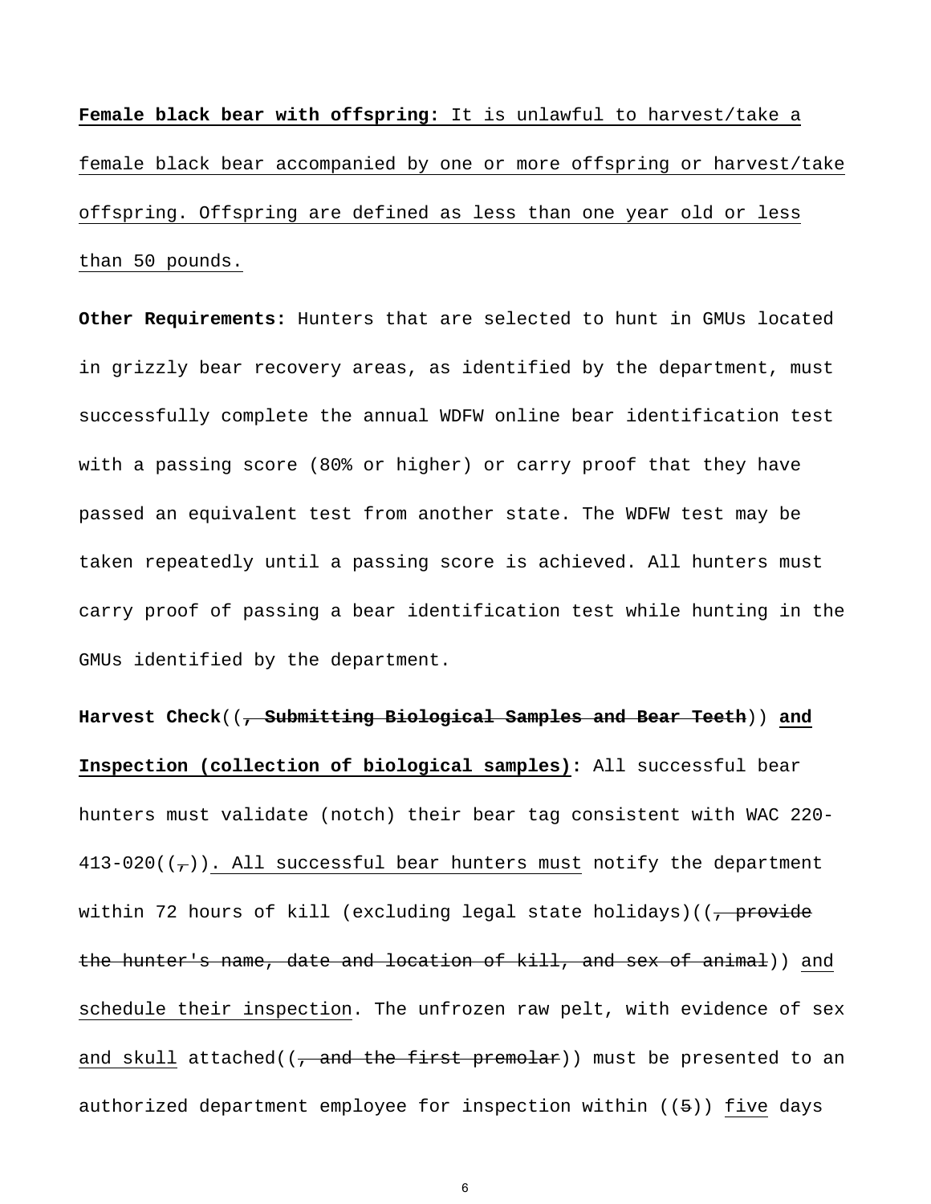**Female black bear with offspring:** It is unlawful to harvest/take a female black bear accompanied by one or more offspring or harvest/take offspring. Offspring are defined as less than one year old or less than 50 pounds.

**Other Requirements:** Hunters that are selected to hunt in GMUs located in grizzly bear recovery areas, as identified by the department, must successfully complete the annual WDFW online bear identification test with a passing score (80% or higher) or carry proof that they have passed an equivalent test from another state. The WDFW test may be taken repeatedly until a passing score is achieved. All hunters must carry proof of passing a bear identification test while hunting in the GMUs identified by the department.

**Harvest Check**((~~, Submitting Biological Samples and Bear Teeth~~)) **and Inspection (collection of biological samples):** All successful bear hunters must validate (notch) their bear tag consistent with WAC 220-413-020((~~,~~)). All successful bear hunters must notify the department within 72 hours of kill (excluding legal state holidays)((~~, provide the hunter's name, date and location of kill, and sex of animal~~)) and schedule their inspection. The unfrozen raw pelt, with evidence of sex and skull attached((~~, and the first premolar~~)) must be presented to an authorized department employee for inspection within ((~~5~~)) five days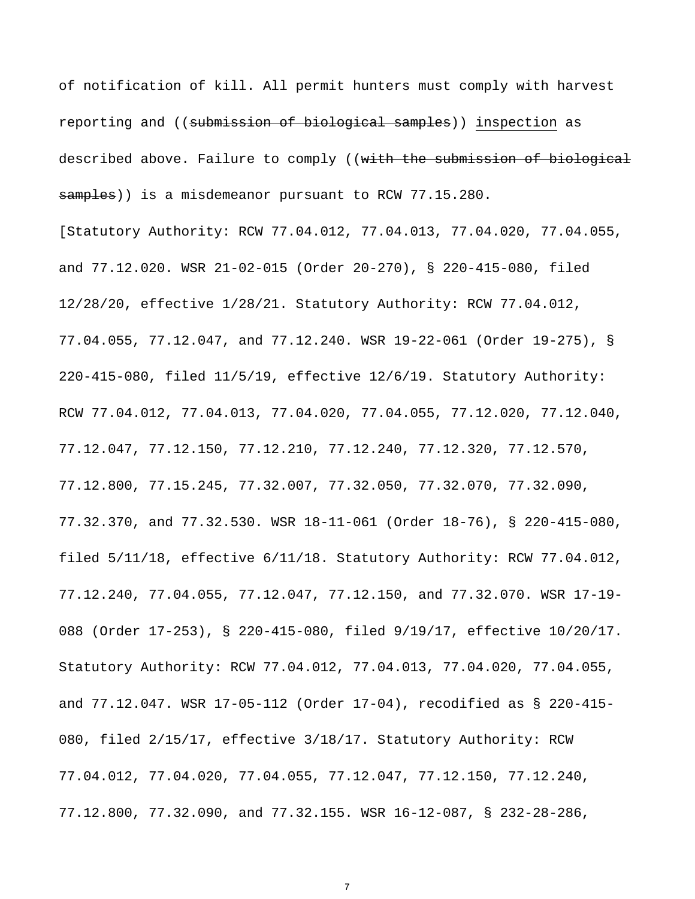of notification of kill. All permit hunters must comply with harvest reporting and ((~~submission of biological samples~~)) <u>inspection</u> as described above. Failure to comply ((~~with the submission of biological samples~~)) is a misdemeanor pursuant to RCW 77.15.280.

[Statutory Authority: RCW 77.04.012, 77.04.013, 77.04.020, 77.04.055, and 77.12.020. WSR 21-02-015 (Order 20-270), § 220-415-080, filed 12/28/20, effective 1/28/21. Statutory Authority: RCW 77.04.012, 77.04.055, 77.12.047, and 77.12.240. WSR 19-22-061 (Order 19-275), § 220-415-080, filed 11/5/19, effective 12/6/19. Statutory Authority: RCW 77.04.012, 77.04.013, 77.04.020, 77.04.055, 77.12.020, 77.12.040, 77.12.047, 77.12.150, 77.12.210, 77.12.240, 77.12.320, 77.12.570, 77.12.800, 77.15.245, 77.32.007, 77.32.050, 77.32.070, 77.32.090, 77.32.370, and 77.32.530. WSR 18-11-061 (Order 18-76), § 220-415-080, filed 5/11/18, effective 6/11/18. Statutory Authority: RCW 77.04.012, 77.12.240, 77.04.055, 77.12.047, 77.12.150, and 77.32.070. WSR 17-19-088 (Order 17-253), § 220-415-080, filed 9/19/17, effective 10/20/17. Statutory Authority: RCW 77.04.012, 77.04.013, 77.04.020, 77.04.055, and 77.12.047. WSR 17-05-112 (Order 17-04), recodified as § 220-415-080, filed 2/15/17, effective 3/18/17. Statutory Authority: RCW 77.04.012, 77.04.020, 77.04.055, 77.12.047, 77.12.150, 77.12.240, 77.12.800, 77.32.090, and 77.32.155. WSR 16-12-087, § 232-28-286,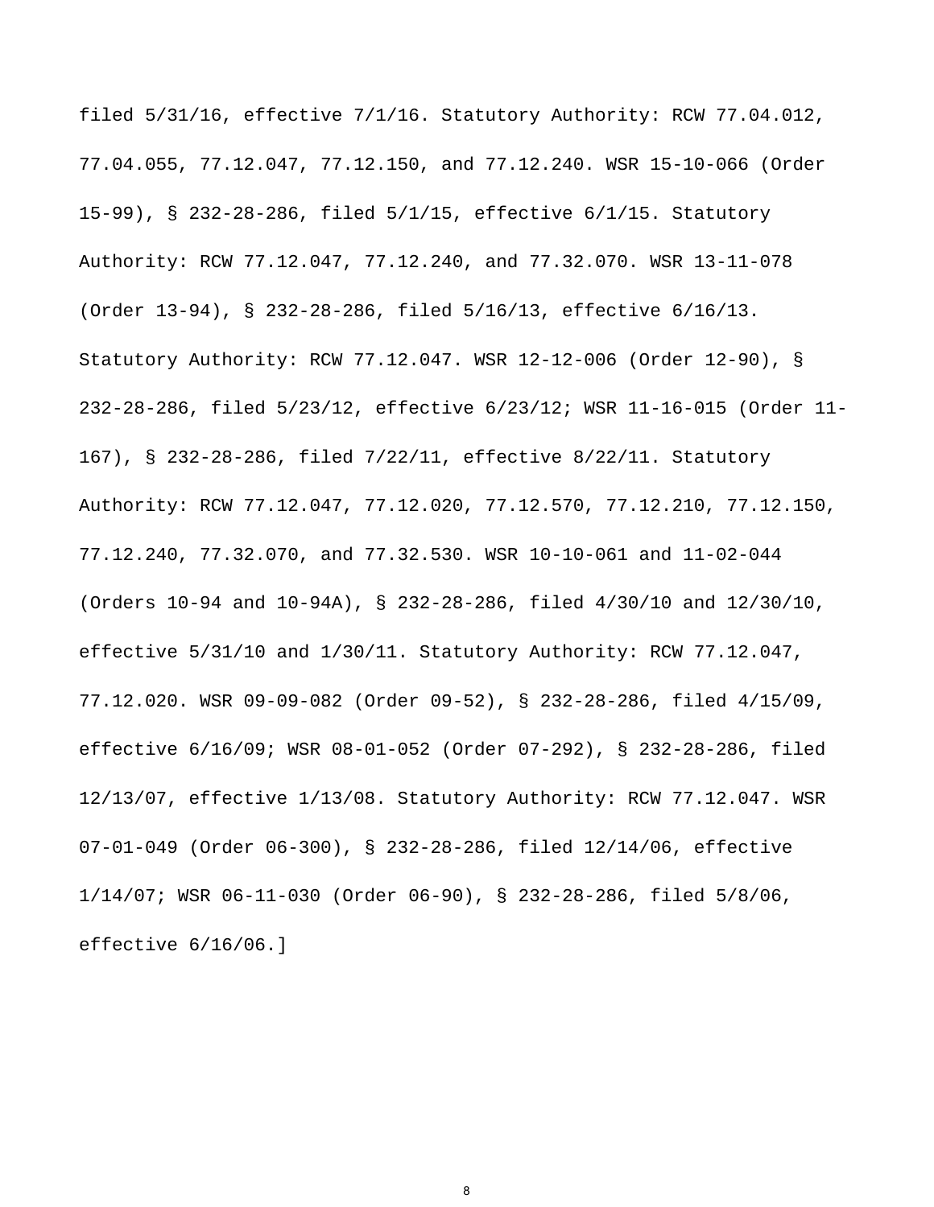filed 5/31/16, effective 7/1/16. Statutory Authority: RCW 77.04.012, 77.04.055, 77.12.047, 77.12.150, and 77.12.240. WSR 15-10-066 (Order 15-99), § 232-28-286, filed 5/1/15, effective 6/1/15. Statutory Authority: RCW 77.12.047, 77.12.240, and 77.32.070. WSR 13-11-078 (Order 13-94), § 232-28-286, filed 5/16/13, effective 6/16/13. Statutory Authority: RCW 77.12.047. WSR 12-12-006 (Order 12-90), § 232-28-286, filed 5/23/12, effective 6/23/12; WSR 11-16-015 (Order 11-167), § 232-28-286, filed 7/22/11, effective 8/22/11. Statutory Authority: RCW 77.12.047, 77.12.020, 77.12.570, 77.12.210, 77.12.150, 77.12.240, 77.32.070, and 77.32.530. WSR 10-10-061 and 11-02-044 (Orders 10-94 and 10-94A), § 232-28-286, filed 4/30/10 and 12/30/10, effective 5/31/10 and 1/30/11. Statutory Authority: RCW 77.12.047, 77.12.020. WSR 09-09-082 (Order 09-52), § 232-28-286, filed 4/15/09, effective 6/16/09; WSR 08-01-052 (Order 07-292), § 232-28-286, filed 12/13/07, effective 1/13/08. Statutory Authority: RCW 77.12.047. WSR 07-01-049 (Order 06-300), § 232-28-286, filed 12/14/06, effective 1/14/07; WSR 06-11-030 (Order 06-90), § 232-28-286, filed 5/8/06, effective 6/16/06.]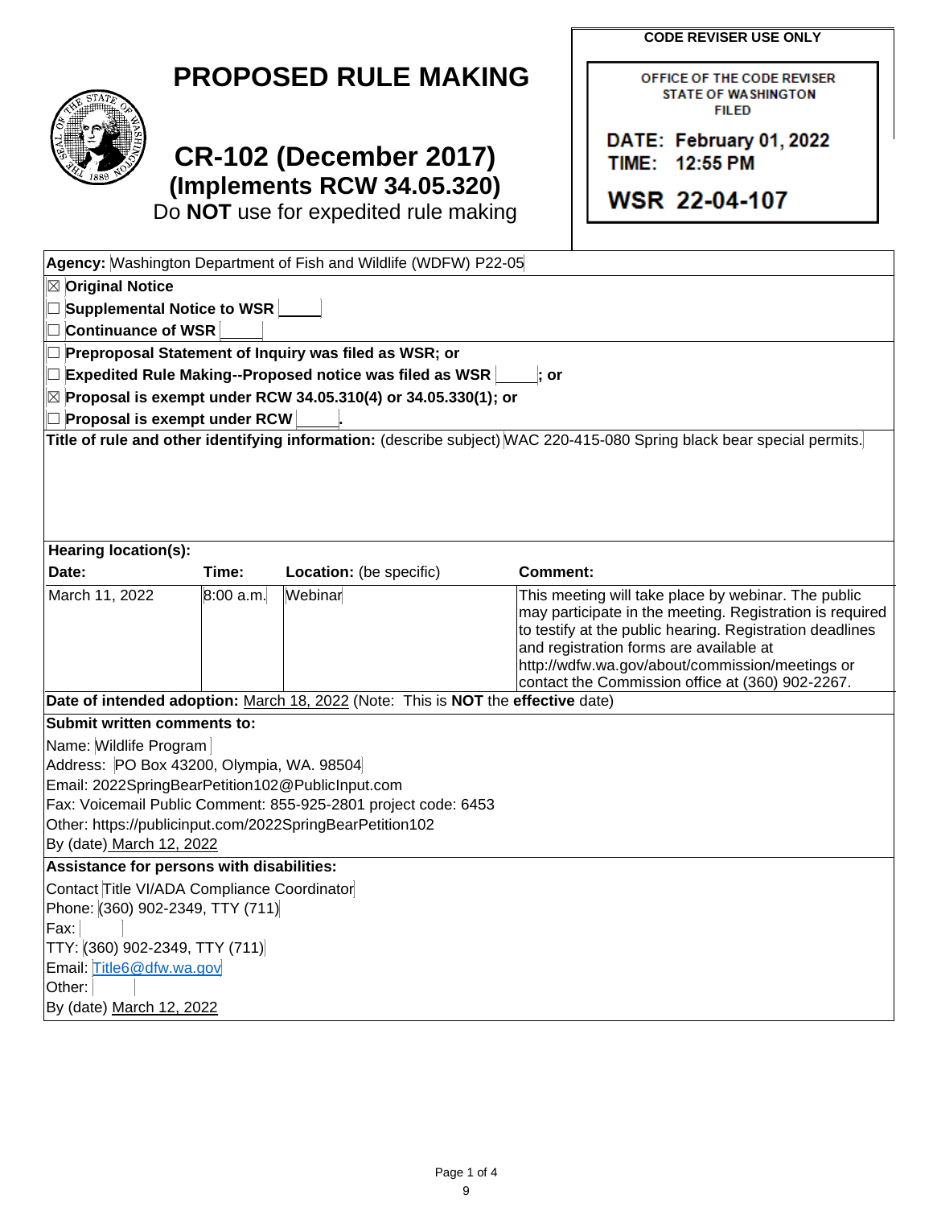# PROPOSED RULE MAKING

# CR-102 (December 2017)
## (Implements RCW 34.05.320)

Do **NOT** use for expedited rule making

**CODE REVISER USE ONLY**

OFFICE OF THE CODE REVISER
STATE OF WASHINGTON
FILED

**DATE: February 01, 2022**
**TIME: 12:55 PM**

**WSR 22-04-107**

**Agency:** Washington Department of Fish and Wildlife (WDFW) P22-05

☒ **Original Notice**

☐ **Supplemental Notice to WSR** ____

☐ **Continuance of WSR** ____

☐ **Preproposal Statement of Inquiry was filed as WSR; or**

☐ **Expedited Rule Making--Proposed notice was filed as WSR** ____**; or**

☒ **Proposal is exempt under RCW 34.05.310(4) or 34.05.330(1); or**

☐ **Proposal is exempt under RCW** ____.

**Title of rule and other identifying information:** (describe subject) WAC 220-415-080 Spring black bear special permits.

**Hearing location(s):**

| **Date:** | **Time:** | **Location:** (be specific) | **Comment:** |
|---|---|---|---|
| March 11, 2022 | 8:00 a.m. | Webinar | This meeting will take place by webinar. The public may participate in the meeting. Registration is required to testify at the public hearing. Registration deadlines and registration forms are available at http://wdfw.wa.gov/about/commission/meetings or contact the Commission office at (360) 902-2267. |

**Date of intended adoption:** March 18, 2022 (Note: This is **NOT** the **effective** date)

**Submit written comments to:**

Name: Wildlife Program
Address: PO Box 43200, Olympia, WA. 98504
Email: 2022SpringBearPetition102@PublicInput.com
Fax: Voicemail Public Comment: 855-925-2801 project code: 6453
Other: https://publicinput.com/2022SpringBearPetition102
By (date) March 12, 2022

**Assistance for persons with disabilities:**

Contact Title VI/ADA Compliance Coordinator
Phone: (360) 902-2349, TTY (711)
Fax:
TTY: (360) 902-2349, TTY (711)
Email: Title6@dfw.wa.gov
Other:
By (date) March 12, 2022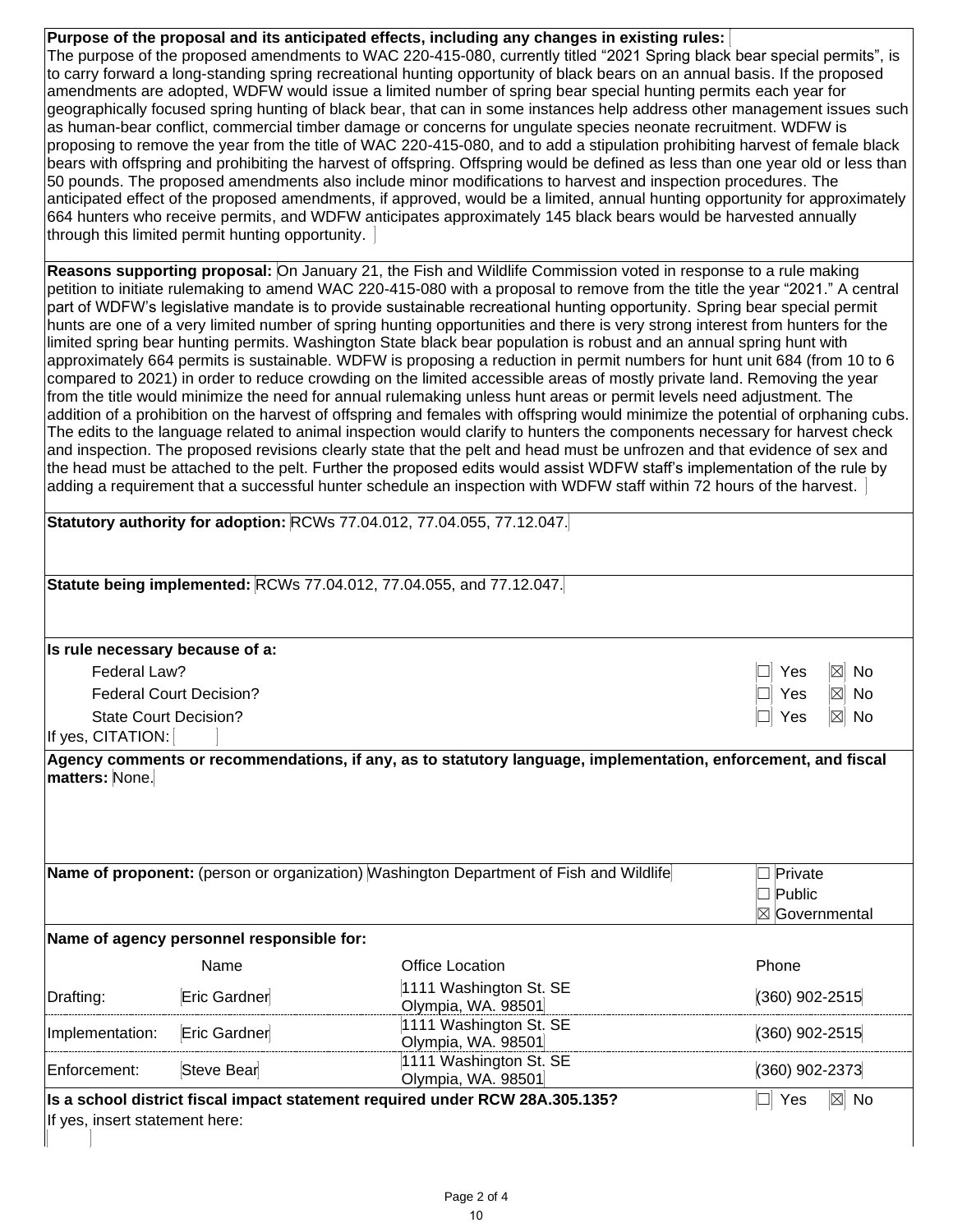**Purpose of the proposal and its anticipated effects, including any changes in existing rules:** The purpose of the proposed amendments to WAC 220-415-080, currently titled "2021 Spring black bear special permits", is to carry forward a long-standing spring recreational hunting opportunity of black bears on an annual basis. If the proposed amendments are adopted, WDFW would issue a limited number of spring bear special hunting permits each year for geographically focused spring hunting of black bear, that can in some instances help address other management issues such as human-bear conflict, commercial timber damage or concerns for ungulate species neonate recruitment. WDFW is proposing to remove the year from the title of WAC 220-415-080, and to add a stipulation prohibiting harvest of female black bears with offspring and prohibiting the harvest of offspring. Offspring would be defined as less than one year old or less than 50 pounds. The proposed amendments also include minor modifications to harvest and inspection procedures. The anticipated effect of the proposed amendments, if approved, would be a limited, annual hunting opportunity for approximately 664 hunters who receive permits, and WDFW anticipates approximately 145 black bears would be harvested annually through this limited permit hunting opportunity.

**Reasons supporting proposal:** On January 21, the Fish and Wildlife Commission voted in response to a rule making petition to initiate rulemaking to amend WAC 220-415-080 with a proposal to remove from the title the year "2021." A central part of WDFW's legislative mandate is to provide sustainable recreational hunting opportunity. Spring bear special permit hunts are one of a very limited number of spring hunting opportunities and there is very strong interest from hunters for the limited spring bear hunting permits. Washington State black bear population is robust and an annual spring hunt with approximately 664 permits is sustainable. WDFW is proposing a reduction in permit numbers for hunt unit 684 (from 10 to 6 compared to 2021) in order to reduce crowding on the limited accessible areas of mostly private land. Removing the year from the title would minimize the need for annual rulemaking unless hunt areas or permit levels need adjustment. The addition of a prohibition on the harvest of offspring and females with offspring would minimize the potential of orphaning cubs. The edits to the language related to animal inspection would clarify to hunters the components necessary for harvest check and inspection. The proposed revisions clearly state that the pelt and head must be unfrozen and that evidence of sex and the head must be attached to the pelt. Further the proposed edits would assist WDFW staff's implementation of the rule by adding a requirement that a successful hunter schedule an inspection with WDFW staff within 72 hours of the harvest.

**Statutory authority for adoption:** RCWs 77.04.012, 77.04.055, 77.12.047.

**Statute being implemented:** RCWs 77.04.012, 77.04.055, and 77.12.047.

**Is rule necessary because of a:**

| | |
|---|---|
| Federal Law? | ☐ Yes ☒ No |
| Federal Court Decision? | ☐ Yes ☒ No |
| State Court Decision? | ☐ Yes ☒ No |

If yes, CITATION:

**Agency comments or recommendations, if any, as to statutory language, implementation, enforcement, and fiscal matters:** None.

**Name of proponent:** (person or organization) Washington Department of Fish and Wildlife

☐ Private
☐ Public
☒ Governmental

**Name of agency personnel responsible for:**

| | Name | Office Location | Phone |
|---|---|---|---|
| Drafting: | Eric Gardner | 1111 Washington St. SE Olympia, WA. 98501 | (360) 902-2515 |
| Implementation: | Eric Gardner | 1111 Washington St. SE Olympia, WA. 98501 | (360) 902-2515 |
| Enforcement: | Steve Bear | 1111 Washington St. SE Olympia, WA. 98501 | (360) 902-2373 |

**Is a school district fiscal impact statement required under RCW 28A.305.135?** ☐ Yes ☒ No

If yes, insert statement here: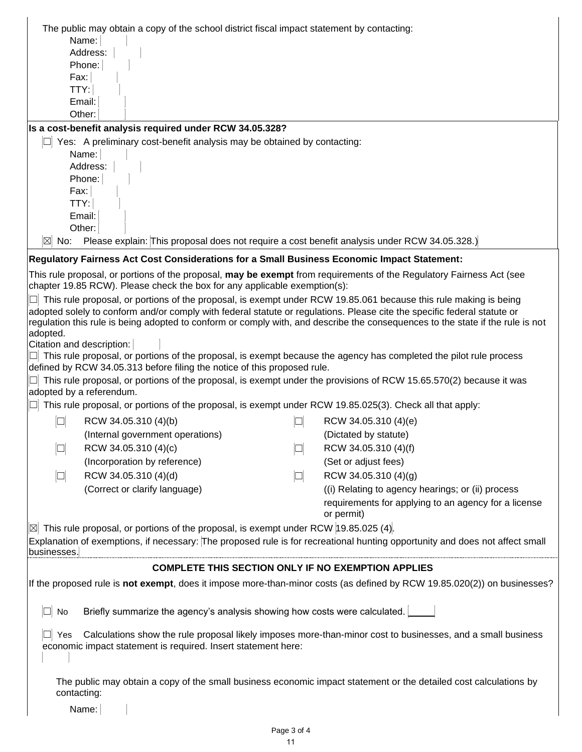The public may obtain a copy of the school district fiscal impact statement by contacting:

Name:
Address:
Phone:
Fax:
TTY:
Email:
Other:

**Is a cost-benefit analysis required under RCW 34.05.328?**

☐ Yes: A preliminary cost-benefit analysis may be obtained by contacting:

Name:
Address:
Phone:
Fax:
TTY:
Email:
Other:

☒ No: Please explain: This proposal does not require a cost benefit analysis under RCW 34.05.328.)

**Regulatory Fairness Act Cost Considerations for a Small Business Economic Impact Statement:**

This rule proposal, or portions of the proposal, **may be exempt** from requirements of the Regulatory Fairness Act (see chapter 19.85 RCW). Please check the box for any applicable exemption(s):

☐ This rule proposal, or portions of the proposal, is exempt under RCW 19.85.061 because this rule making is being adopted solely to conform and/or comply with federal statute or regulations. Please cite the specific federal statute or regulation this rule is being adopted to conform or comply with, and describe the consequences to the state if the rule is not adopted.

Citation and description:

☐ This rule proposal, or portions of the proposal, is exempt because the agency has completed the pilot rule process defined by RCW 34.05.313 before filing the notice of this proposed rule.

☐ This rule proposal, or portions of the proposal, is exempt under the provisions of RCW 15.65.570(2) because it was adopted by a referendum.

☐ This rule proposal, or portions of the proposal, is exempt under RCW 19.85.025(3). Check all that apply:

| | | | |
|---|---|---|---|
| ☐ | RCW 34.05.310 (4)(b) (Internal government operations) | ☐ | RCW 34.05.310 (4)(e) (Dictated by statute) |
| ☐ | RCW 34.05.310 (4)(c) (Incorporation by reference) | ☐ | RCW 34.05.310 (4)(f) (Set or adjust fees) |
| ☐ | RCW 34.05.310 (4)(d) (Correct or clarify language) | ☐ | RCW 34.05.310 (4)(g) ((i) Relating to agency hearings; or (ii) process requirements for applying to an agency for a license or permit) |

☒ This rule proposal, or portions of the proposal, is exempt under RCW 19.85.025 (4).

Explanation of exemptions, if necessary: The proposed rule is for recreational hunting opportunity and does not affect small businesses.

**COMPLETE THIS SECTION ONLY IF NO EXEMPTION APPLIES**

If the proposed rule is **not exempt**, does it impose more-than-minor costs (as defined by RCW 19.85.020(2)) on businesses?

☐ No Briefly summarize the agency's analysis showing how costs were calculated.

☐ Yes Calculations show the rule proposal likely imposes more-than-minor cost to businesses, and a small business economic impact statement is required. Insert statement here:

The public may obtain a copy of the small business economic impact statement or the detailed cost calculations by contacting:

Name: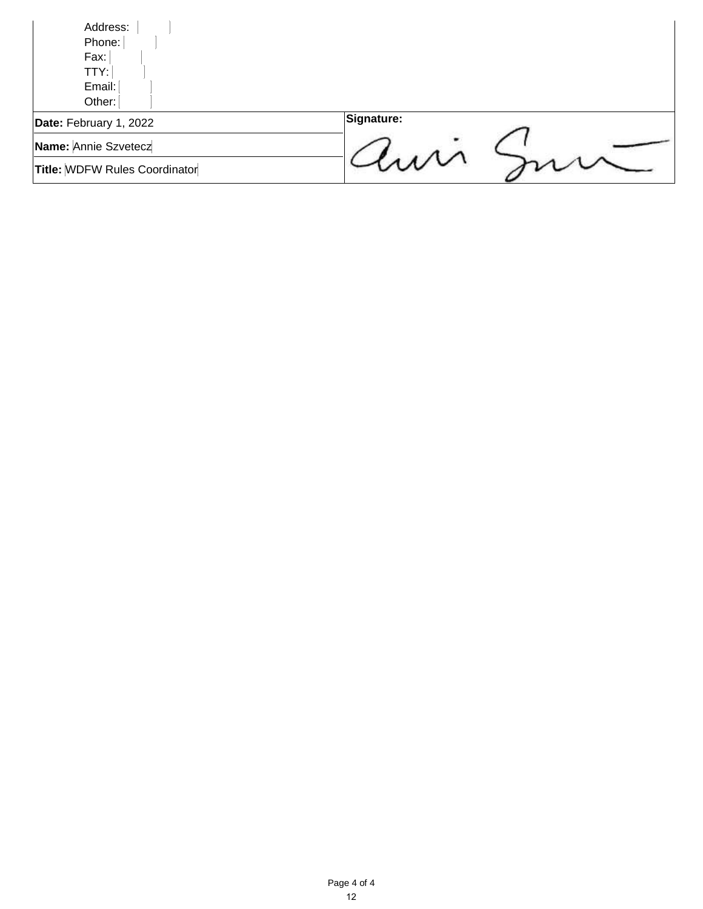Address:
Phone:
Fax:
TTY:
Email:
Other:

| | |
|---|---|
| **Date:** February 1, 2022 | **Signature:** |
| **Name:** Annie Szvetecz | |
| **Title:** WDFW Rules Coordinator | |